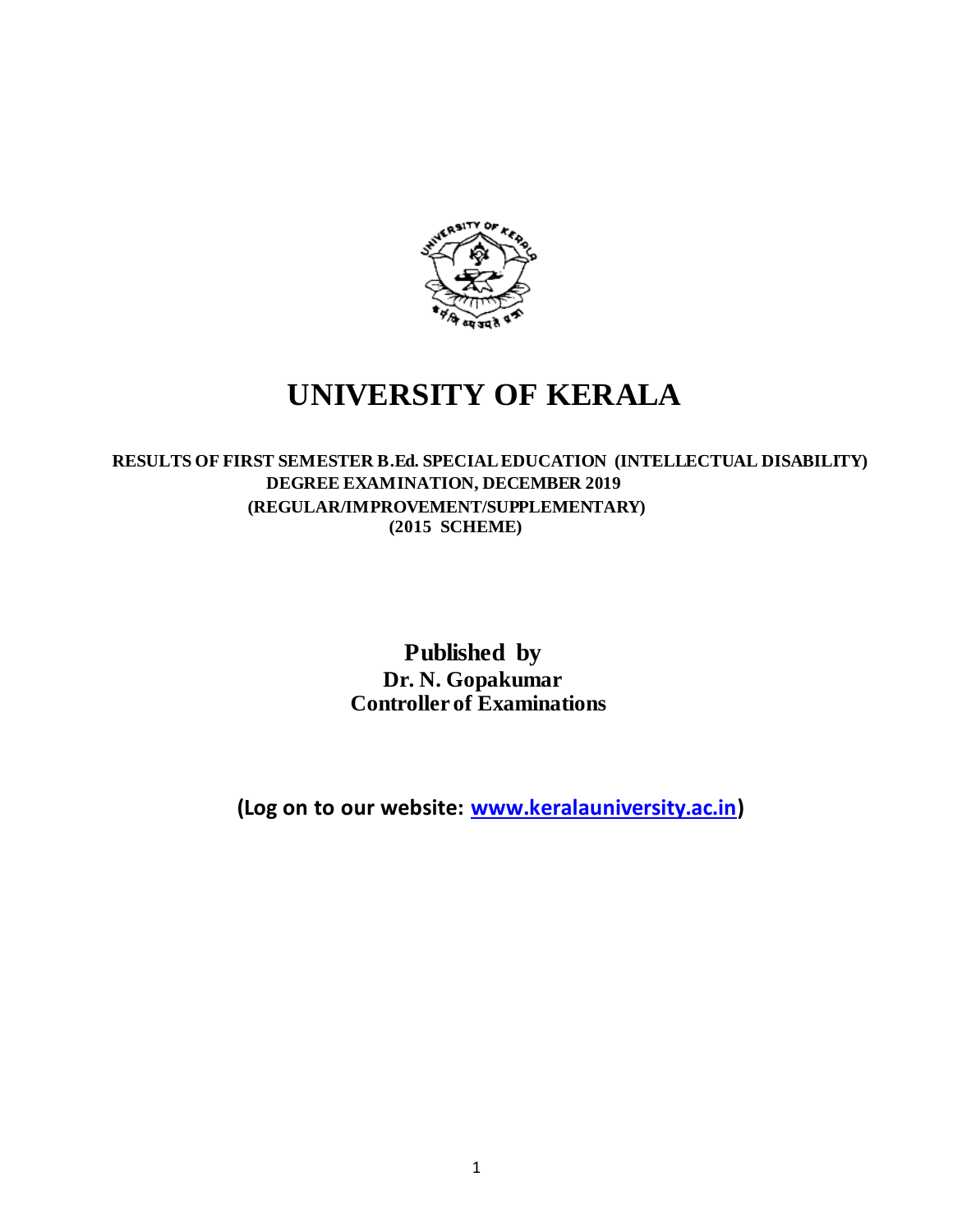# UNIVERSITY OF KERALA

**RESULTS OF FIRST SEMESTER B.Ed. SPECIAL EDUCATION (INTELLECTUAL DISABILITY) DEGREE EXAMINATION, DECEMBER 2019**
**(REGULAR/IMPROVEMENT/SUPPLEMENTARY)**
**(2015 SCHEME)**

**Published by**
**Dr. N. Gopakumar**
**Controller of Examinations**

**(Log on to our website: www.keralauniversity.ac.in)**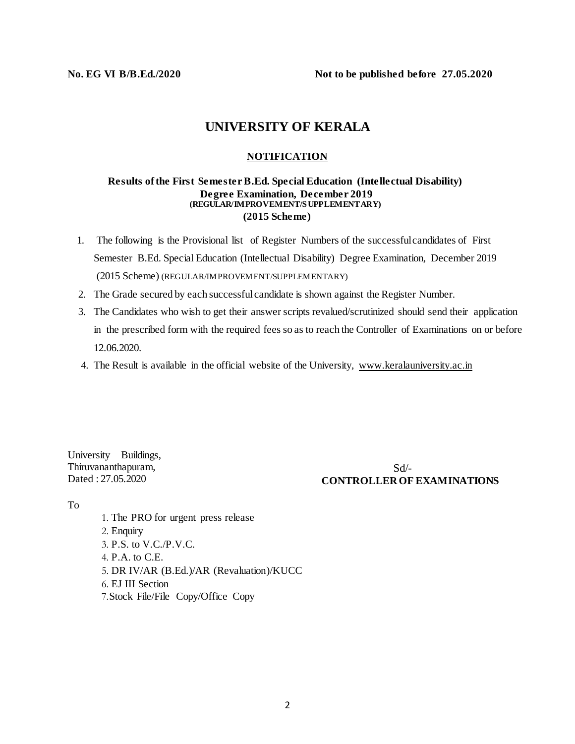**No. EG VI B/B.Ed./2020** **Not to be published before 27.05.2020**

# UNIVERSITY OF KERALA

## NOTIFICATION

### Results of the First Semester B.Ed. Special Education (Intellectual Disability) Degree Examination, December 2019
**(REGULAR/IMPROVEMENT/SUPPLEMENTARY)**
**(2015 Scheme)**

1. The following is the Provisional list of Register Numbers of the successful candidates of First Semester B.Ed. Special Education (Intellectual Disability) Degree Examination, December 2019 (2015 Scheme) (REGULAR/IMPROVEMENT/SUPPLEMENTARY)
2. The Grade secured by each successful candidate is shown against the Register Number.
3. The Candidates who wish to get their answer scripts revalued/scrutinized should send their application in the prescribed form with the required fees so as to reach the Controller of Examinations on or before 12.06.2020.
4. The Result is available in the official website of the University, www.keralauniversity.ac.in

University Buildings,
Thiruvananthapuram,
Dated : 27.05.2020

Sd/-
**CONTROLLER OF EXAMINATIONS**

To

1. The PRO for urgent press release
2. Enquiry
3. P.S. to V.C./P.V.C.
4. P.A. to C.E.
5. DR IV/AR (B.Ed.)/AR (Revaluation)/KUCC
6. EJ III Section
7. Stock File/File Copy/Office Copy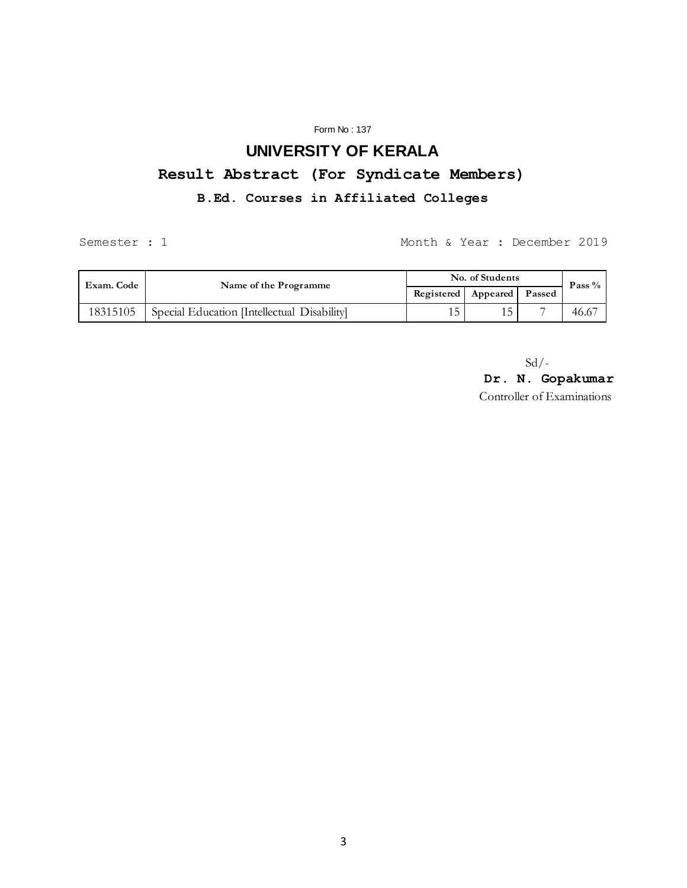Form No : 137

# UNIVERSITY OF KERALA

## Result Abstract (For Syndicate Members)

### B.Ed. Courses in Affiliated Colleges

Semester : 1 Month & Year : December 2019

| Exam. Code | Name of the Programme | No. of Students | | | Pass % |
|---|---|---|---|---|---|
| | | Registered | Appeared | Passed | |
| 18315105 | Special Education [Intellectual Disability] | 15 | 15 | 7 | 46.67 |

Sd/-

**Dr. N. Gopakumar**

Controller of Examinations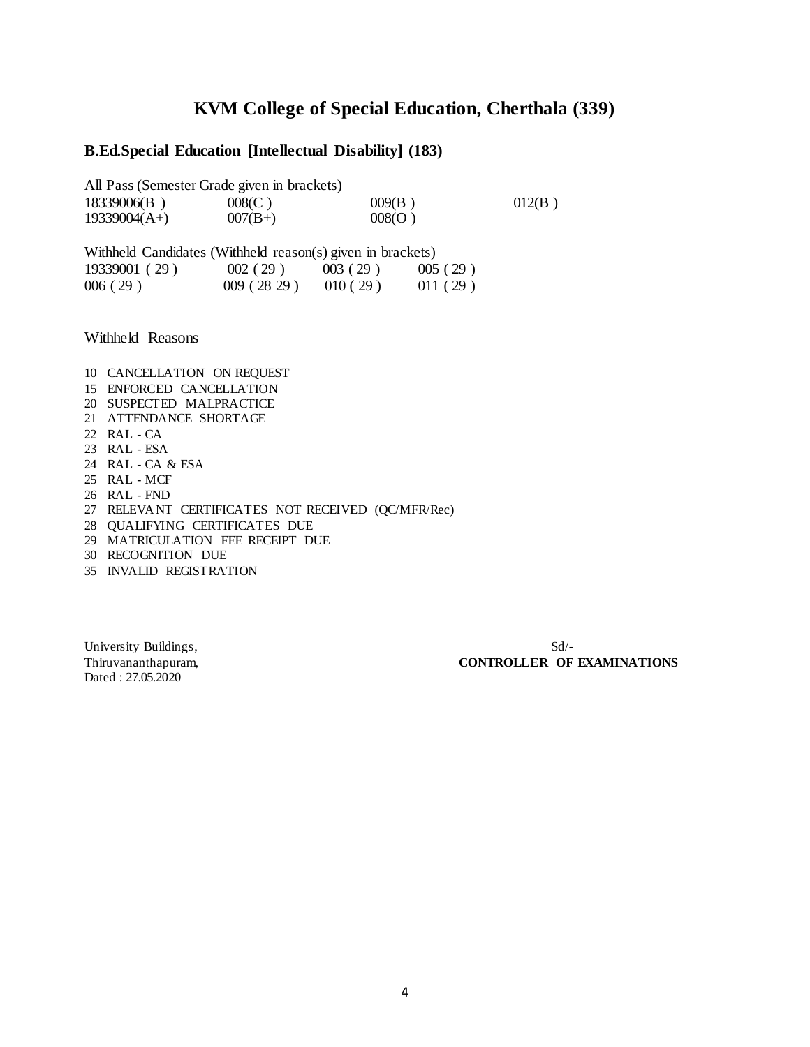# KVM College of Special Education, Cherthala (339)

## B.Ed.Special Education [Intellectual Disability] (183)

All Pass (Semester Grade given in brackets)

| | | | |
|---|---|---|---|
| 18339006(B ) | 008(C ) | 009(B ) | 012(B ) |
| 19339004(A+) | 007(B+) | 008(O ) | |

Withheld Candidates (Withheld reason(s) given in brackets)

| | | | |
|---|---|---|---|
| 19339001 ( 29 ) | 002 ( 29 ) | 003 ( 29 ) | 005 ( 29 ) |
| 006 ( 29 ) | 009 ( 28 29 ) | 010 ( 29 ) | 011 ( 29 ) |

Withheld Reasons

10 CANCELLATION ON REQUEST
15 ENFORCED CANCELLATION
20 SUSPECTED MALPRACTICE
21 ATTENDANCE SHORTAGE
22 RAL - CA
23 RAL - ESA
24 RAL - CA & ESA
25 RAL - MCF
26 RAL - FND
27 RELEVANT CERTIFICATES NOT RECEIVED (QC/MFR/Rec)
28 QUALIFYING CERTIFICATES DUE
29 MATRICULATION FEE RECEIPT DUE
30 RECOGNITION DUE
35 INVALID REGISTRATION

University Buildings,
Thiruvananthapuram,
Dated : 27.05.2020

Sd/-
**CONTROLLER OF EXAMINATIONS**